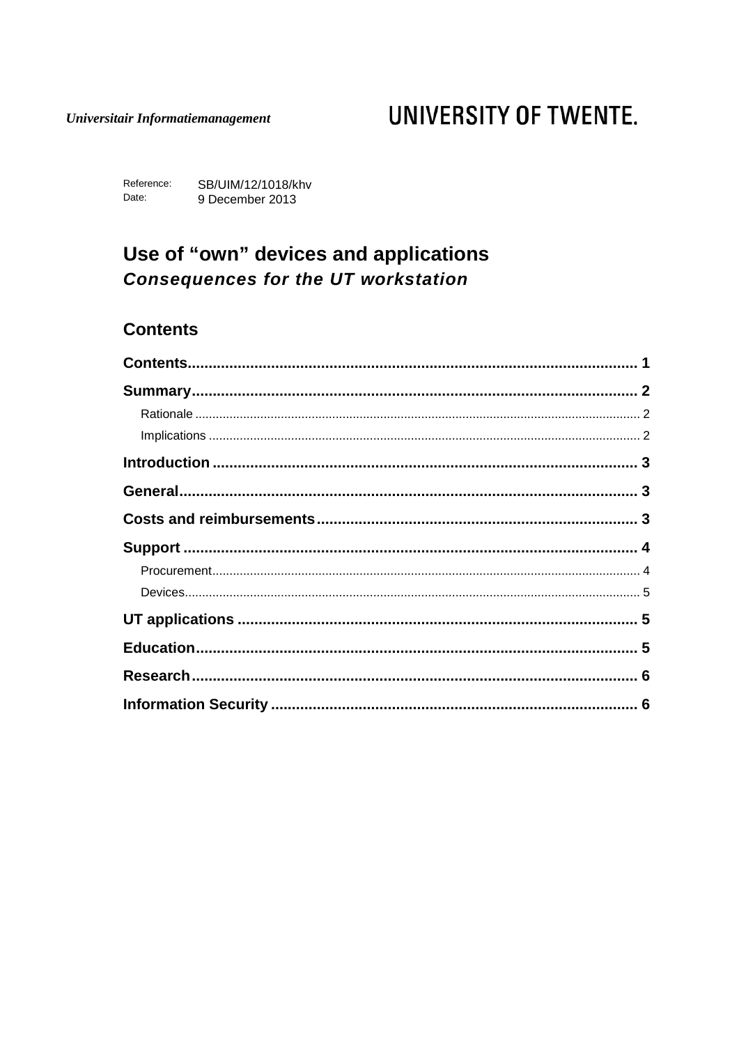*Universitair Informatiemanagement*

**UNIVERSITY OF TWENTE.**

Reference: SB/UIM/12/1018/khv
Date: 9 December 2013

# Use of "own" devices and applications

### *Consequences for the UT workstation*

## Contents

**Contents** .......... 1

**Summary** .......... 2

- Rationale .......... 2
- Implications .......... 2

**Introduction** .......... 3

**General** .......... 3

**Costs and reimbursements** .......... 3

**Support** .......... 4

- Procurement .......... 4
- Devices .......... 5

**UT applications** .......... 5

**Education** .......... 5

**Research** .......... 6

**Information Security** .......... 6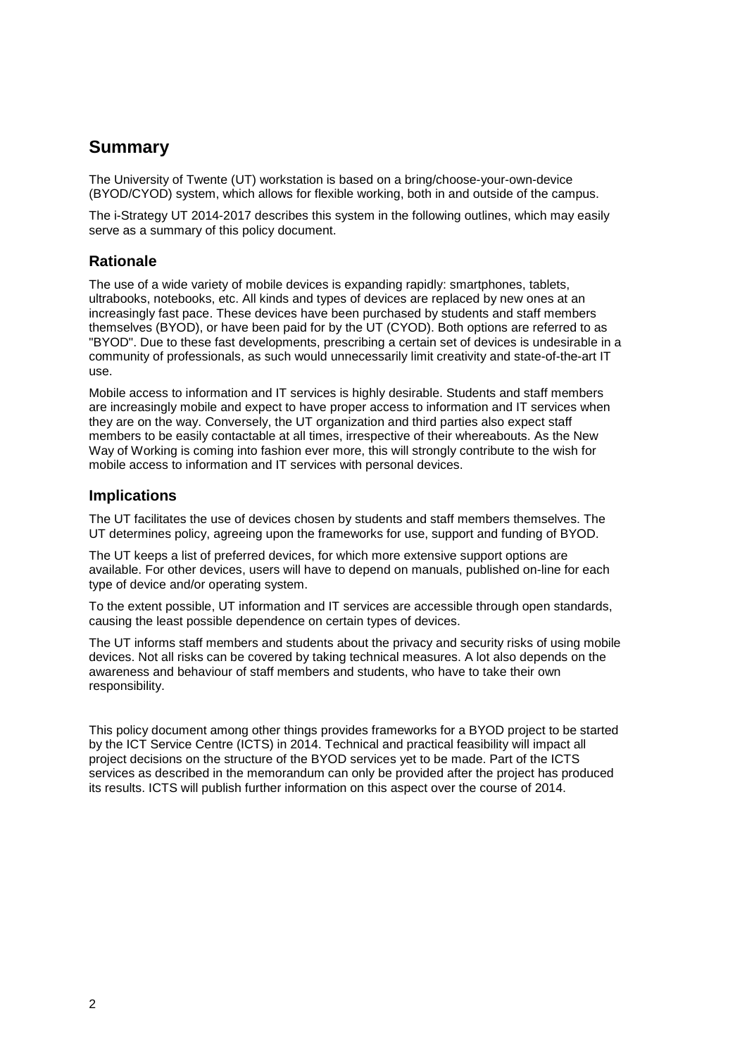## Summary

The University of Twente (UT) workstation is based on a bring/choose-your-own-device (BYOD/CYOD) system, which allows for flexible working, both in and outside of the campus.

The i-Strategy UT 2014-2017 describes this system in the following outlines, which may easily serve as a summary of this policy document.

### Rationale

The use of a wide variety of mobile devices is expanding rapidly: smartphones, tablets, ultrabooks, notebooks, etc. All kinds and types of devices are replaced by new ones at an increasingly fast pace. These devices have been purchased by students and staff members themselves (BYOD), or have been paid for by the UT (CYOD). Both options are referred to as "BYOD". Due to these fast developments, prescribing a certain set of devices is undesirable in a community of professionals, as such would unnecessarily limit creativity and state-of-the-art IT use.

Mobile access to information and IT services is highly desirable. Students and staff members are increasingly mobile and expect to have proper access to information and IT services when they are on the way. Conversely, the UT organization and third parties also expect staff members to be easily contactable at all times, irrespective of their whereabouts. As the New Way of Working is coming into fashion ever more, this will strongly contribute to the wish for mobile access to information and IT services with personal devices.

### Implications

The UT facilitates the use of devices chosen by students and staff members themselves. The UT determines policy, agreeing upon the frameworks for use, support and funding of BYOD.

The UT keeps a list of preferred devices, for which more extensive support options are available. For other devices, users will have to depend on manuals, published on-line for each type of device and/or operating system.

To the extent possible, UT information and IT services are accessible through open standards, causing the least possible dependence on certain types of devices.

The UT informs staff members and students about the privacy and security risks of using mobile devices. Not all risks can be covered by taking technical measures. A lot also depends on the awareness and behaviour of staff members and students, who have to take their own responsibility.

This policy document among other things provides frameworks for a BYOD project to be started by the ICT Service Centre (ICTS) in 2014. Technical and practical feasibility will impact all project decisions on the structure of the BYOD services yet to be made. Part of the ICTS services as described in the memorandum can only be provided after the project has produced its results. ICTS will publish further information on this aspect over the course of 2014.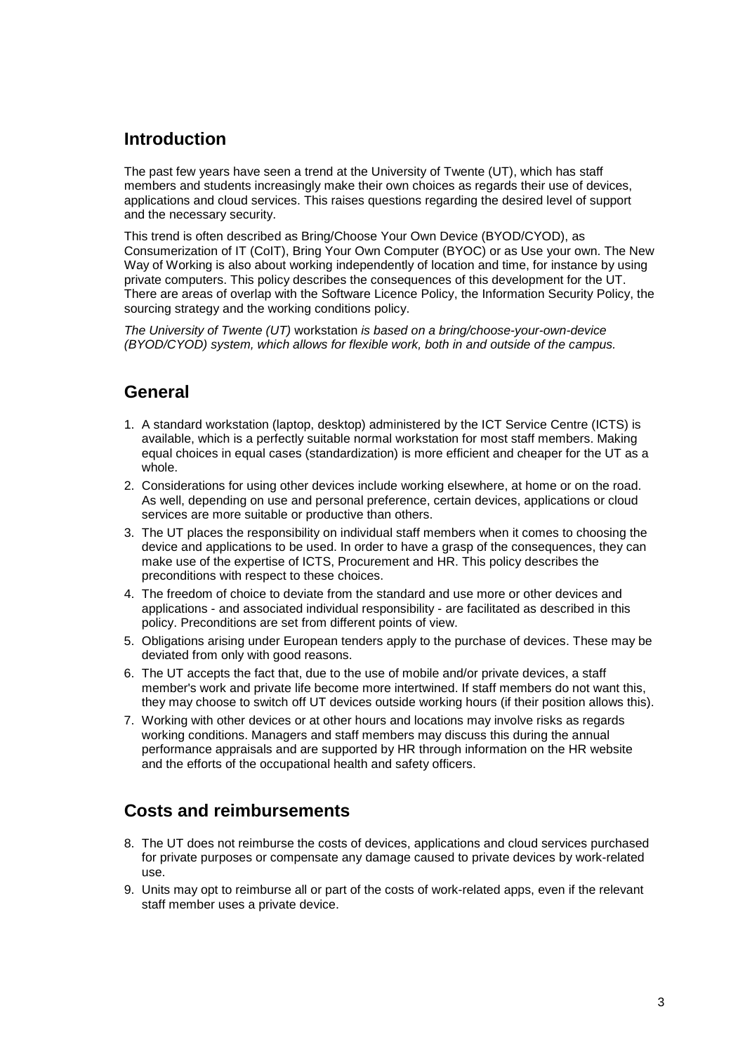## Introduction

The past few years have seen a trend at the University of Twente (UT), which has staff members and students increasingly make their own choices as regards their use of devices, applications and cloud services. This raises questions regarding the desired level of support and the necessary security.

This trend is often described as Bring/Choose Your Own Device (BYOD/CYOD), as Consumerization of IT (CoIT), Bring Your Own Computer (BYOC) or as Use your own. The New Way of Working is also about working independently of location and time, for instance by using private computers. This policy describes the consequences of this development for the UT. There are areas of overlap with the Software Licence Policy, the Information Security Policy, the sourcing strategy and the working conditions policy.

*The University of Twente (UT)* workstation *is based on a bring/choose-your-own-device (BYOD/CYOD) system, which allows for flexible work, both in and outside of the campus.*

## General

1. A standard workstation (laptop, desktop) administered by the ICT Service Centre (ICTS) is available, which is a perfectly suitable normal workstation for most staff members. Making equal choices in equal cases (standardization) is more efficient and cheaper for the UT as a whole.
2. Considerations for using other devices include working elsewhere, at home or on the road. As well, depending on use and personal preference, certain devices, applications or cloud services are more suitable or productive than others.
3. The UT places the responsibility on individual staff members when it comes to choosing the device and applications to be used. In order to have a grasp of the consequences, they can make use of the expertise of ICTS, Procurement and HR. This policy describes the preconditions with respect to these choices.
4. The freedom of choice to deviate from the standard and use more or other devices and applications - and associated individual responsibility - are facilitated as described in this policy. Preconditions are set from different points of view.
5. Obligations arising under European tenders apply to the purchase of devices. These may be deviated from only with good reasons.
6. The UT accepts the fact that, due to the use of mobile and/or private devices, a staff member's work and private life become more intertwined. If staff members do not want this, they may choose to switch off UT devices outside working hours (if their position allows this).
7. Working with other devices or at other hours and locations may involve risks as regards working conditions. Managers and staff members may discuss this during the annual performance appraisals and are supported by HR through information on the HR website and the efforts of the occupational health and safety officers.

## Costs and reimbursements

8. The UT does not reimburse the costs of devices, applications and cloud services purchased for private purposes or compensate any damage caused to private devices by work-related use.
9. Units may opt to reimburse all or part of the costs of work-related apps, even if the relevant staff member uses a private device.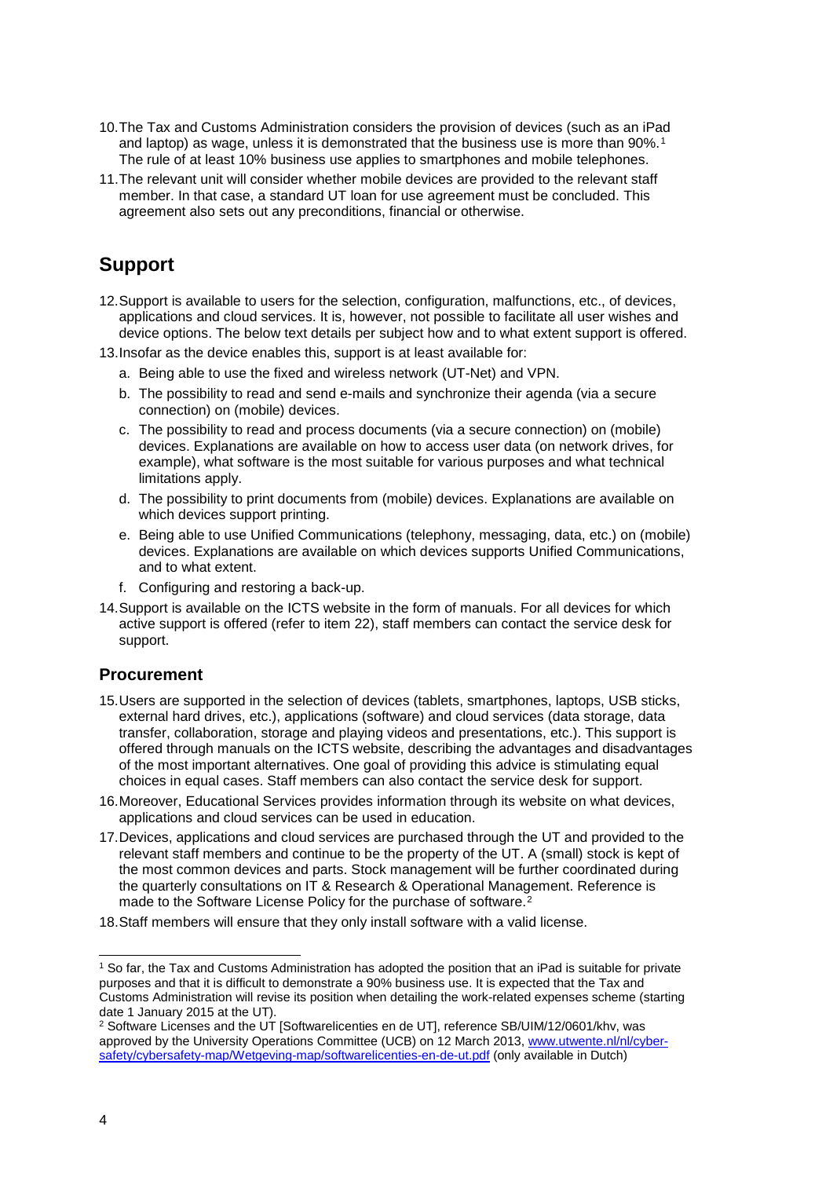10. The Tax and Customs Administration considers the provision of devices (such as an iPad and laptop) as wage, unless it is demonstrated that the business use is more than 90%.[1] The rule of at least 10% business use applies to smartphones and mobile telephones.
11. The relevant unit will consider whether mobile devices are provided to the relevant staff member. In that case, a standard UT loan for use agreement must be concluded. This agreement also sets out any preconditions, financial or otherwise.

# Support

12. Support is available to users for the selection, configuration, malfunctions, etc., of devices, applications and cloud services. It is, however, not possible to facilitate all user wishes and device options. The below text details per subject how and to what extent support is offered.
13. Insofar as the device enables this, support is at least available for:
    a. Being able to use the fixed and wireless network (UT-Net) and VPN.
    b. The possibility to read and send e-mails and synchronize their agenda (via a secure connection) on (mobile) devices.
    c. The possibility to read and process documents (via a secure connection) on (mobile) devices. Explanations are available on how to access user data (on network drives, for example), what software is the most suitable for various purposes and what technical limitations apply.
    d. The possibility to print documents from (mobile) devices. Explanations are available on which devices support printing.
    e. Being able to use Unified Communications (telephony, messaging, data, etc.) on (mobile) devices. Explanations are available on which devices supports Unified Communications, and to what extent.
    f. Configuring and restoring a back-up.
14. Support is available on the ICTS website in the form of manuals. For all devices for which active support is offered (refer to item 22), staff members can contact the service desk for support.

## Procurement

15. Users are supported in the selection of devices (tablets, smartphones, laptops, USB sticks, external hard drives, etc.), applications (software) and cloud services (data storage, data transfer, collaboration, storage and playing videos and presentations, etc.). This support is offered through manuals on the ICTS website, describing the advantages and disadvantages of the most important alternatives. One goal of providing this advice is stimulating equal choices in equal cases. Staff members can also contact the service desk for support.
16. Moreover, Educational Services provides information through its website on what devices, applications and cloud services can be used in education.
17. Devices, applications and cloud services are purchased through the UT and provided to the relevant staff members and continue to be the property of the UT. A (small) stock is kept of the most common devices and parts. Stock management will be further coordinated during the quarterly consultations on IT & Research & Operational Management. Reference is made to the Software License Policy for the purchase of software.[2]
18. Staff members will ensure that they only install software with a valid license.

---

[1] So far, the Tax and Customs Administration has adopted the position that an iPad is suitable for private purposes and that it is difficult to demonstrate a 90% business use. It is expected that the Tax and Customs Administration will revise its position when detailing the work-related expenses scheme (starting date 1 January 2015 at the UT).

[2] Software Licenses and the UT [Softwarelicenties en de UT], reference SB/UIM/12/0601/khv, was approved by the University Operations Committee (UCB) on 12 March 2013, www.utwente.nl/nl/cyber-safety/cybersafety-map/Wetgeving-map/softwarelicenties-en-de-ut.pdf (only available in Dutch)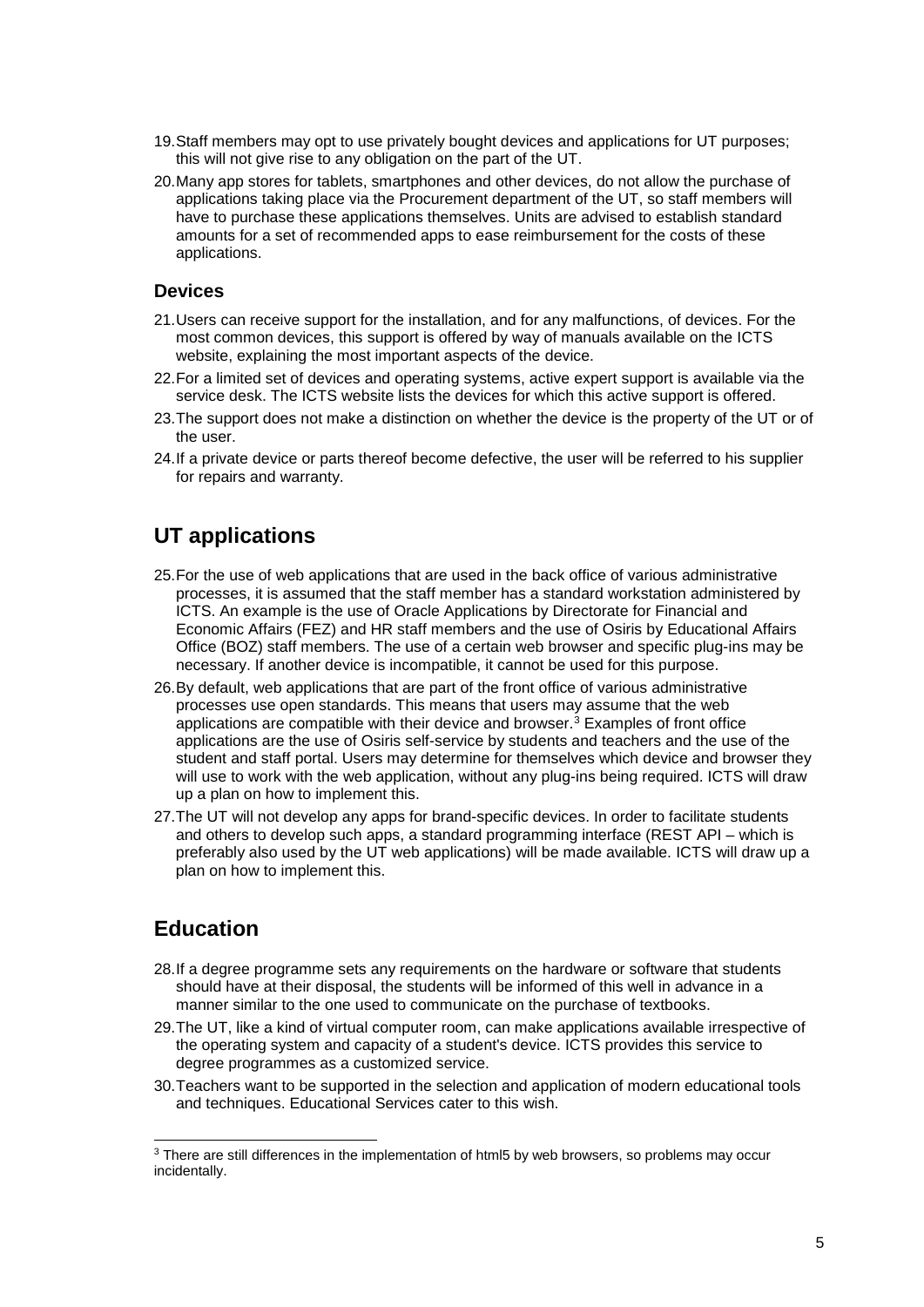19. Staff members may opt to use privately bought devices and applications for UT purposes; this will not give rise to any obligation on the part of the UT.
20. Many app stores for tablets, smartphones and other devices, do not allow the purchase of applications taking place via the Procurement department of the UT, so staff members will have to purchase these applications themselves. Units are advised to establish standard amounts for a set of recommended apps to ease reimbursement for the costs of these applications.

### Devices

21. Users can receive support for the installation, and for any malfunctions, of devices. For the most common devices, this support is offered by way of manuals available on the ICTS website, explaining the most important aspects of the device.
22. For a limited set of devices and operating systems, active expert support is available via the service desk. The ICTS website lists the devices for which this active support is offered.
23. The support does not make a distinction on whether the device is the property of the UT or of the user.
24. If a private device or parts thereof become defective, the user will be referred to his supplier for repairs and warranty.

## UT applications

25. For the use of web applications that are used in the back office of various administrative processes, it is assumed that the staff member has a standard workstation administered by ICTS. An example is the use of Oracle Applications by Directorate for Financial and Economic Affairs (FEZ) and HR staff members and the use of Osiris by Educational Affairs Office (BOZ) staff members. The use of a certain web browser and specific plug-ins may be necessary. If another device is incompatible, it cannot be used for this purpose.
26. By default, web applications that are part of the front office of various administrative processes use open standards. This means that users may assume that the web applications are compatible with their device and browser.[3] Examples of front office applications are the use of Osiris self-service by students and teachers and the use of the student and staff portal. Users may determine for themselves which device and browser they will use to work with the web application, without any plug-ins being required. ICTS will draw up a plan on how to implement this.
27. The UT will not develop any apps for brand-specific devices. In order to facilitate students and others to develop such apps, a standard programming interface (REST API – which is preferably also used by the UT web applications) will be made available. ICTS will draw up a plan on how to implement this.

## Education

28. If a degree programme sets any requirements on the hardware or software that students should have at their disposal, the students will be informed of this well in advance in a manner similar to the one used to communicate on the purchase of textbooks.
29. The UT, like a kind of virtual computer room, can make applications available irrespective of the operating system and capacity of a student's device. ICTS provides this service to degree programmes as a customized service.
30. Teachers want to be supported in the selection and application of modern educational tools and techniques. Educational Services cater to this wish.

---

[3] There are still differences in the implementation of html5 by web browsers, so problems may occur incidentally.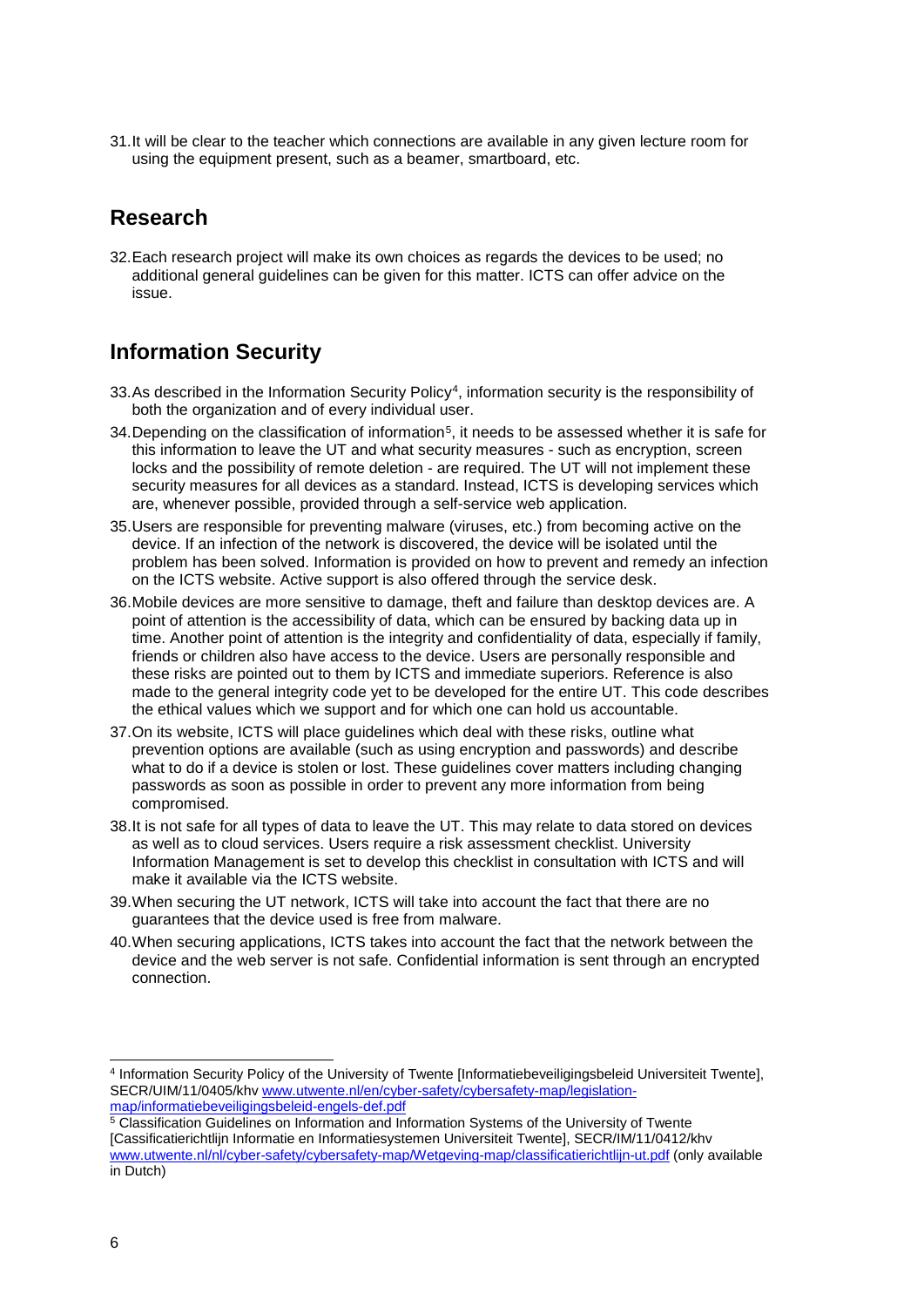31. It will be clear to the teacher which connections are available in any given lecture room for using the equipment present, such as a beamer, smartboard, etc.

## Research

32. Each research project will make its own choices as regards the devices to be used; no additional general guidelines can be given for this matter. ICTS can offer advice on the issue.

## Information Security

33. As described in the Information Security Policy[4], information security is the responsibility of both the organization and of every individual user.
34. Depending on the classification of information[5], it needs to be assessed whether it is safe for this information to leave the UT and what security measures - such as encryption, screen locks and the possibility of remote deletion - are required. The UT will not implement these security measures for all devices as a standard. Instead, ICTS is developing services which are, whenever possible, provided through a self-service web application.
35. Users are responsible for preventing malware (viruses, etc.) from becoming active on the device. If an infection of the network is discovered, the device will be isolated until the problem has been solved. Information is provided on how to prevent and remedy an infection on the ICTS website. Active support is also offered through the service desk.
36. Mobile devices are more sensitive to damage, theft and failure than desktop devices are. A point of attention is the accessibility of data, which can be ensured by backing data up in time. Another point of attention is the integrity and confidentiality of data, especially if family, friends or children also have access to the device. Users are personally responsible and these risks are pointed out to them by ICTS and immediate superiors. Reference is also made to the general integrity code yet to be developed for the entire UT. This code describes the ethical values which we support and for which one can hold us accountable.
37. On its website, ICTS will place guidelines which deal with these risks, outline what prevention options are available (such as using encryption and passwords) and describe what to do if a device is stolen or lost. These guidelines cover matters including changing passwords as soon as possible in order to prevent any more information from being compromised.
38. It is not safe for all types of data to leave the UT. This may relate to data stored on devices as well as to cloud services. Users require a risk assessment checklist. University Information Management is set to develop this checklist in consultation with ICTS and will make it available via the ICTS website.
39. When securing the UT network, ICTS will take into account the fact that there are no guarantees that the device used is free from malware.
40. When securing applications, ICTS takes into account the fact that the network between the device and the web server is not safe. Confidential information is sent through an encrypted connection.

---

[4] Information Security Policy of the University of Twente [Informatiebeveiligingsbeleid Universiteit Twente], SECR/UIM/11/0405/khv www.utwente.nl/en/cyber-safety/cybersafety-map/legislation-map/informatiebeveiligingsbeleid-engels-def.pdf

[5] Classification Guidelines on Information and Information Systems of the University of Twente [Cassificatierichtlijn Informatie en Informatiesystemen Universiteit Twente], SECR/IM/11/0412/khv www.utwente.nl/nl/cyber-safety/cybersafety-map/Wetgeving-map/classificatierichtlijn-ut.pdf (only available in Dutch)